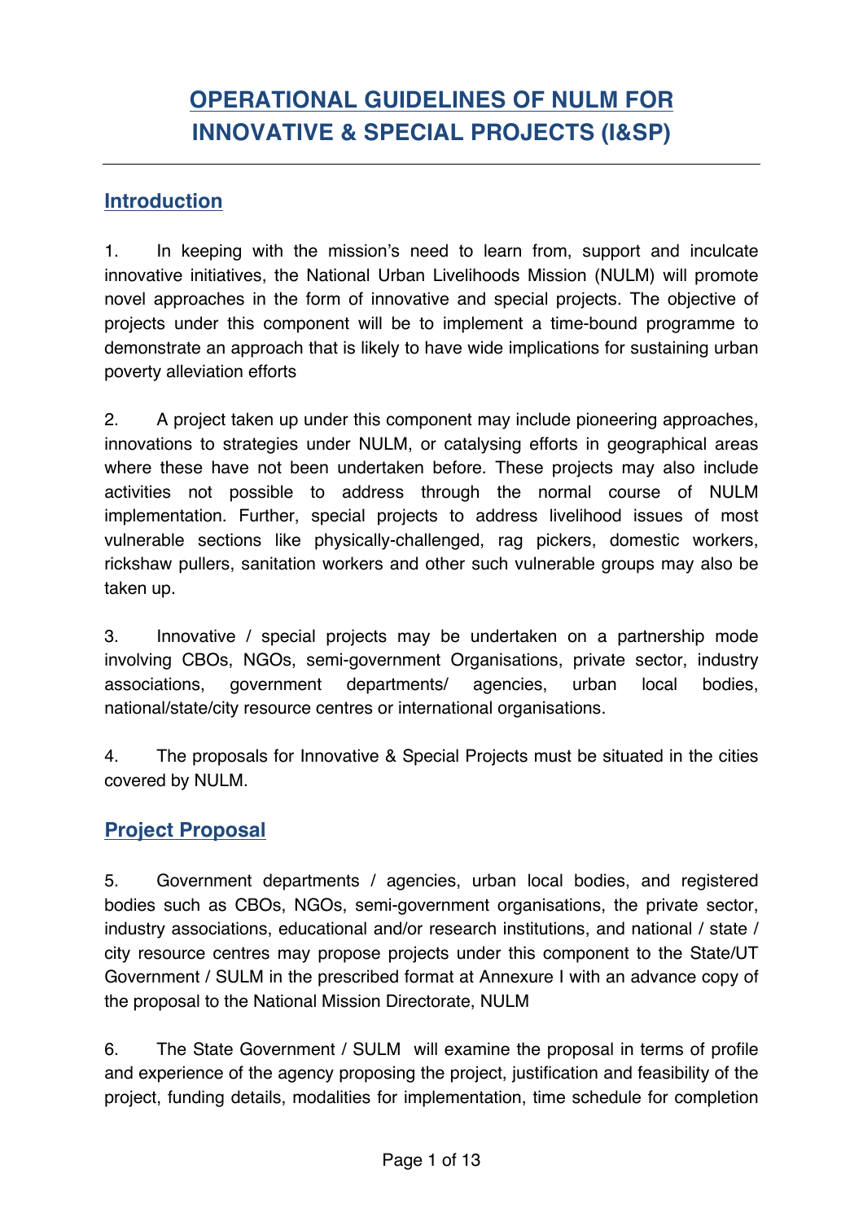# OPERATIONAL GUIDELINES OF NULM FOR INNOVATIVE & SPECIAL PROJECTS (I&SP)

## Introduction

1. In keeping with the mission's need to learn from, support and inculcate innovative initiatives, the National Urban Livelihoods Mission (NULM) will promote novel approaches in the form of innovative and special projects. The objective of projects under this component will be to implement a time-bound programme to demonstrate an approach that is likely to have wide implications for sustaining urban poverty alleviation efforts

2. A project taken up under this component may include pioneering approaches, innovations to strategies under NULM, or catalysing efforts in geographical areas where these have not been undertaken before. These projects may also include activities not possible to address through the normal course of NULM implementation. Further, special projects to address livelihood issues of most vulnerable sections like physically-challenged, rag pickers, domestic workers, rickshaw pullers, sanitation workers and other such vulnerable groups may also be taken up.

3. Innovative / special projects may be undertaken on a partnership mode involving CBOs, NGOs, semi-government Organisations, private sector, industry associations, government departments/ agencies, urban local bodies, national/state/city resource centres or international organisations.

4. The proposals for Innovative & Special Projects must be situated in the cities covered by NULM.

## Project Proposal

5. Government departments / agencies, urban local bodies, and registered bodies such as CBOs, NGOs, semi-government organisations, the private sector, industry associations, educational and/or research institutions, and national / state / city resource centres may propose projects under this component to the State/UT Government / SULM in the prescribed format at Annexure I with an advance copy of the proposal to the National Mission Directorate, NULM

6. The State Government / SULM will examine the proposal in terms of profile and experience of the agency proposing the project, justification and feasibility of the project, funding details, modalities for implementation, time schedule for completion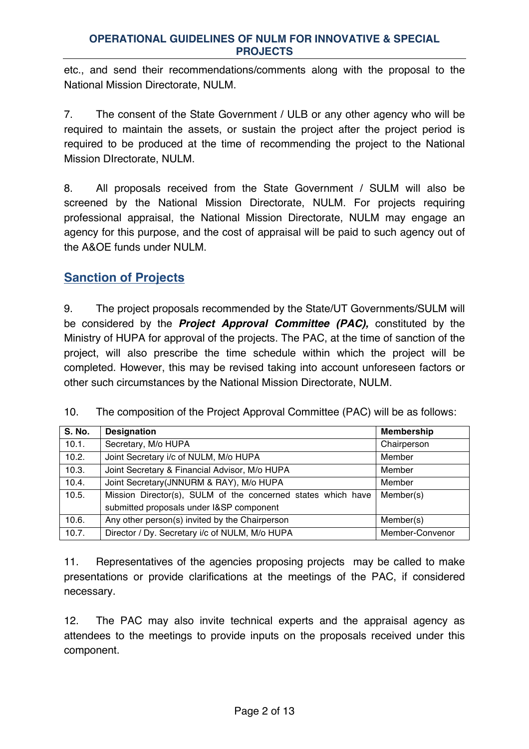etc., and send their recommendations/comments along with the proposal to the National Mission Directorate, NULM.

7. The consent of the State Government / ULB or any other agency who will be required to maintain the assets, or sustain the project after the project period is required to be produced at the time of recommending the project to the National Mission DIrectorate, NULM.

8. All proposals received from the State Government / SULM will also be screened by the National Mission Directorate, NULM. For projects requiring professional appraisal, the National Mission Directorate, NULM may engage an agency for this purpose, and the cost of appraisal will be paid to such agency out of the A&OE funds under NULM.

## Sanction of Projects

9. The project proposals recommended by the State/UT Governments/SULM will be considered by the ***Project Approval Committee (PAC),*** constituted by the Ministry of HUPA for approval of the projects. The PAC, at the time of sanction of the project, will also prescribe the time schedule within which the project will be completed. However, this may be revised taking into account unforeseen factors or other such circumstances by the National Mission Directorate, NULM.

10. The composition of the Project Approval Committee (PAC) will be as follows:

| S. No. | Designation | Membership |
|---|---|---|
| 10.1. | Secretary, M/o HUPA | Chairperson |
| 10.2. | Joint Secretary i/c of NULM, M/o HUPA | Member |
| 10.3. | Joint Secretary & Financial Advisor, M/o HUPA | Member |
| 10.4. | Joint Secretary(JNNURM & RAY), M/o HUPA | Member |
| 10.5. | Mission Director(s), SULM of the concerned states which have submitted proposals under I&SP component | Member(s) |
| 10.6. | Any other person(s) invited by the Chairperson | Member(s) |
| 10.7. | Director / Dy. Secretary i/c of NULM, M/o HUPA | Member-Convenor |

11. Representatives of the agencies proposing projects may be called to make presentations or provide clarifications at the meetings of the PAC, if considered necessary.

12. The PAC may also invite technical experts and the appraisal agency as attendees to the meetings to provide inputs on the proposals received under this component.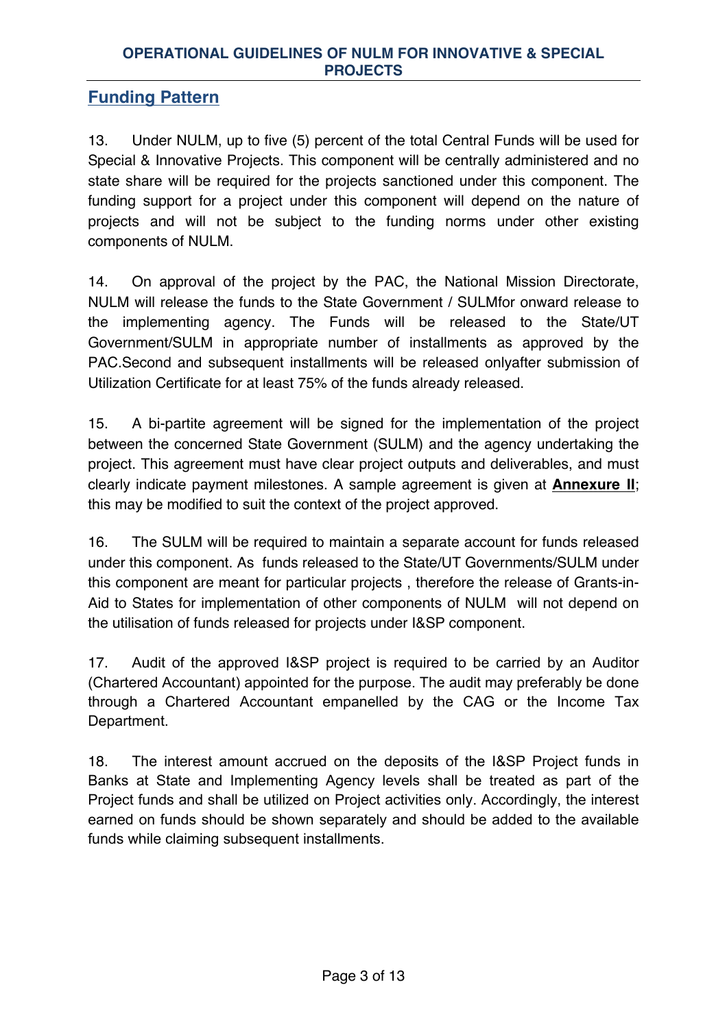## Funding Pattern

13. Under NULM, up to five (5) percent of the total Central Funds will be used for Special & Innovative Projects. This component will be centrally administered and no state share will be required for the projects sanctioned under this component. The funding support for a project under this component will depend on the nature of projects and will not be subject to the funding norms under other existing components of NULM.

14. On approval of the project by the PAC, the National Mission Directorate, NULM will release the funds to the State Government / SULMfor onward release to the implementing agency. The Funds will be released to the State/UT Government/SULM in appropriate number of installments as approved by the PAC.Second and subsequent installments will be released onlyafter submission of Utilization Certificate for at least 75% of the funds already released.

15. A bi-partite agreement will be signed for the implementation of the project between the concerned State Government (SULM) and the agency undertaking the project. This agreement must have clear project outputs and deliverables, and must clearly indicate payment milestones. A sample agreement is given at **Annexure II**; this may be modified to suit the context of the project approved.

16. The SULM will be required to maintain a separate account for funds released under this component. As funds released to the State/UT Governments/SULM under this component are meant for particular projects , therefore the release of Grants-in-Aid to States for implementation of other components of NULM will not depend on the utilisation of funds released for projects under I&SP component.

17. Audit of the approved I&SP project is required to be carried by an Auditor (Chartered Accountant) appointed for the purpose. The audit may preferably be done through a Chartered Accountant empanelled by the CAG or the Income Tax Department.

18. The interest amount accrued on the deposits of the I&SP Project funds in Banks at State and Implementing Agency levels shall be treated as part of the Project funds and shall be utilized on Project activities only. Accordingly, the interest earned on funds should be shown separately and should be added to the available funds while claiming subsequent installments.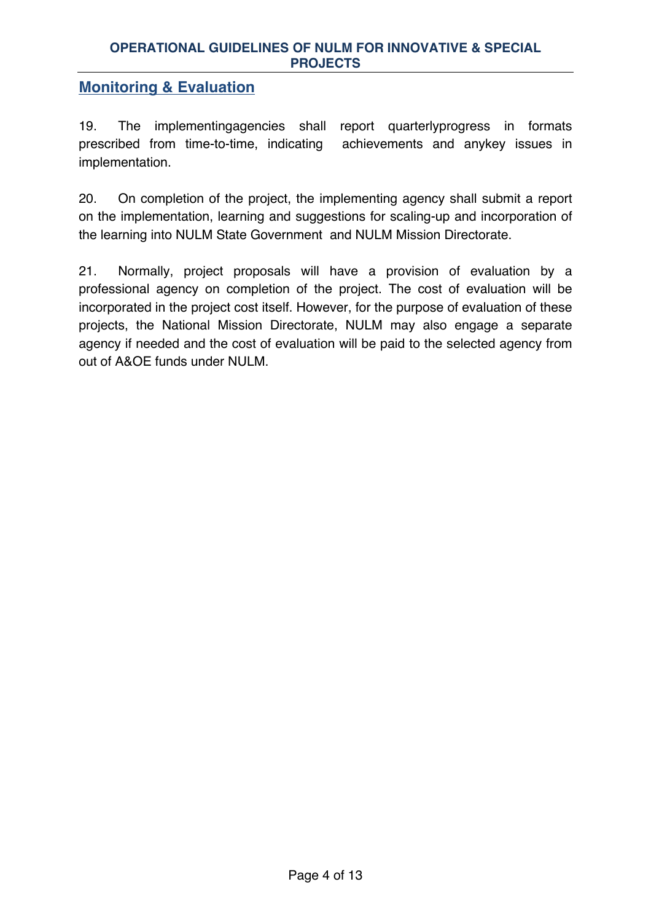## Monitoring & Evaluation

19. The implementingagencies shall report quarterlyprogress in formats prescribed from time-to-time, indicating achievements and anykey issues in implementation.

20. On completion of the project, the implementing agency shall submit a report on the implementation, learning and suggestions for scaling-up and incorporation of the learning into NULM State Government and NULM Mission Directorate.

21. Normally, project proposals will have a provision of evaluation by a professional agency on completion of the project. The cost of evaluation will be incorporated in the project cost itself. However, for the purpose of evaluation of these projects, the National Mission Directorate, NULM may also engage a separate agency if needed and the cost of evaluation will be paid to the selected agency from out of A&OE funds under NULM.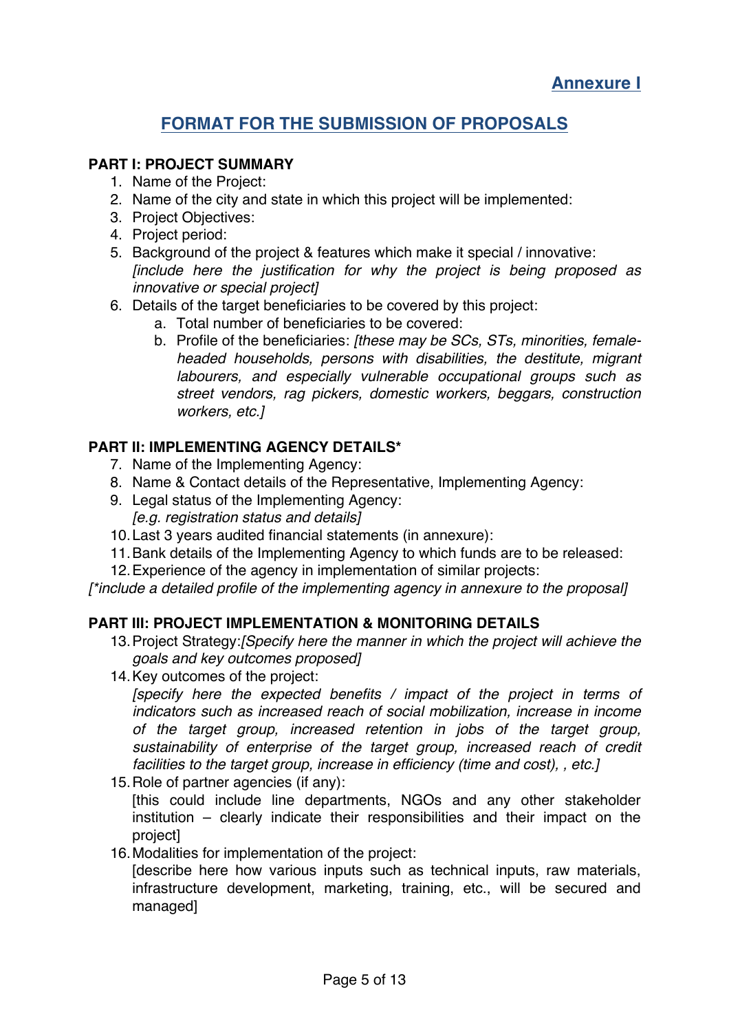**Annexure I**

## FORMAT FOR THE SUBMISSION OF PROPOSALS

### PART I: PROJECT SUMMARY

1. Name of the Project:
2. Name of the city and state in which this project will be implemented:
3. Project Objectives:
4. Project period:
5. Background of the project & features which make it special / innovative:
   *[include here the justification for why the project is being proposed as innovative or special project]*
6. Details of the target beneficiaries to be covered by this project:
   a. Total number of beneficiaries to be covered:
   b. Profile of the beneficiaries: *[these may be SCs, STs, minorities, female-headed households, persons with disabilities, the destitute, migrant labourers, and especially vulnerable occupational groups such as street vendors, rag pickers, domestic workers, beggars, construction workers, etc.]*

### PART II: IMPLEMENTING AGENCY DETAILS*

7. Name of the Implementing Agency:
8. Name & Contact details of the Representative, Implementing Agency:
9. Legal status of the Implementing Agency:
   *[e.g. registration status and details]*
10. Last 3 years audited financial statements (in annexure):
11. Bank details of the Implementing Agency to which funds are to be released:
12. Experience of the agency in implementation of similar projects:

*[*include a detailed profile of the implementing agency in annexure to the proposal]*

### PART III: PROJECT IMPLEMENTATION & MONITORING DETAILS

13. Project Strategy:*[Specify here the manner in which the project will achieve the goals and key outcomes proposed]*
14. Key outcomes of the project:
    *[specify here the expected benefits / impact of the project in terms of indicators such as increased reach of social mobilization, increase in income of the target group, increased retention in jobs of the target group, sustainability of enterprise of the target group, increased reach of credit facilities to the target group, increase in efficiency (time and cost), , etc.]*
15. Role of partner agencies (if any):
    [this could include line departments, NGOs and any other stakeholder institution – clearly indicate their responsibilities and their impact on the project]
16. Modalities for implementation of the project:
    [describe here how various inputs such as technical inputs, raw materials, infrastructure development, marketing, training, etc., will be secured and managed]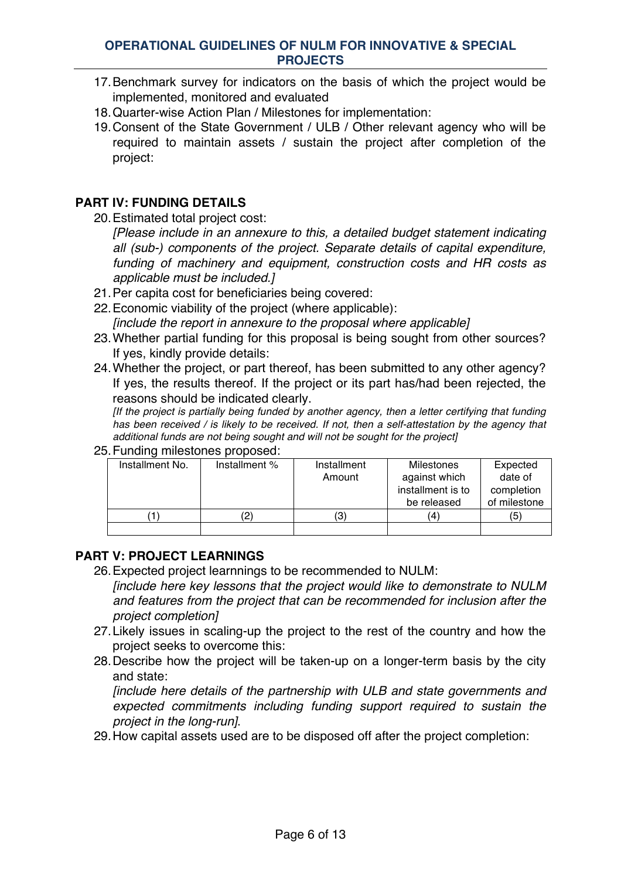17. Benchmark survey for indicators on the basis of which the project would be implemented, monitored and evaluated
18. Quarter-wise Action Plan / Milestones for implementation:
19. Consent of the State Government / ULB / Other relevant agency who will be required to maintain assets / sustain the project after completion of the project:

## PART IV: FUNDING DETAILS

20. Estimated total project cost:
    *[Please include in an annexure to this, a detailed budget statement indicating all (sub-) components of the project. Separate details of capital expenditure, funding of machinery and equipment, construction costs and HR costs as applicable must be included.]*
21. Per capita cost for beneficiaries being covered:
22. Economic viability of the project (where applicable):
    *[include the report in annexure to the proposal where applicable]*
23. Whether partial funding for this proposal is being sought from other sources? If yes, kindly provide details:
24. Whether the project, or part thereof, has been submitted to any other agency? If yes, the results thereof. If the project or its part has/had been rejected, the reasons should be indicated clearly.
    *[If the project is partially being funded by another agency, then a letter certifying that funding has been received / is likely to be received. If not, then a self-attestation by the agency that additional funds are not being sought and will not be sought for the project]*
25. Funding milestones proposed:

| Installment No. | Installment % | Installment Amount | Milestones against which installment is to be released | Expected date of completion of milestone |
|---|---|---|---|---|
| (1) | (2) | (3) | (4) | (5) |
| | | | | |

## PART V: PROJECT LEARNINGS

26. Expected project learnnings to be recommended to NULM:
    *[include here key lessons that the project would like to demonstrate to NULM and features from the project that can be recommended for inclusion after the project completion]*
27. Likely issues in scaling-up the project to the rest of the country and how the project seeks to overcome this:
28. Describe how the project will be taken-up on a longer-term basis by the city and state:
    *[include here details of the partnership with ULB and state governments and expected commitments including funding support required to sustain the project in the long-run]*.
29. How capital assets used are to be disposed off after the project completion: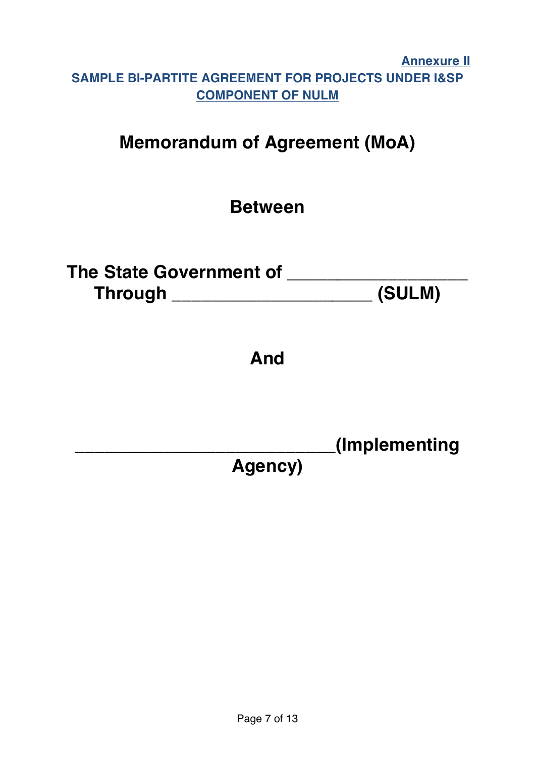**Annexure II**

**SAMPLE BI-PARTITE AGREEMENT FOR PROJECTS UNDER I&SP COMPONENT OF NULM**

# Memorandum of Agreement (MoA)

## Between

## The State Government of ___________________
## Through _____________________ (SULM)

## And

## ____________________________(Implementing Agency)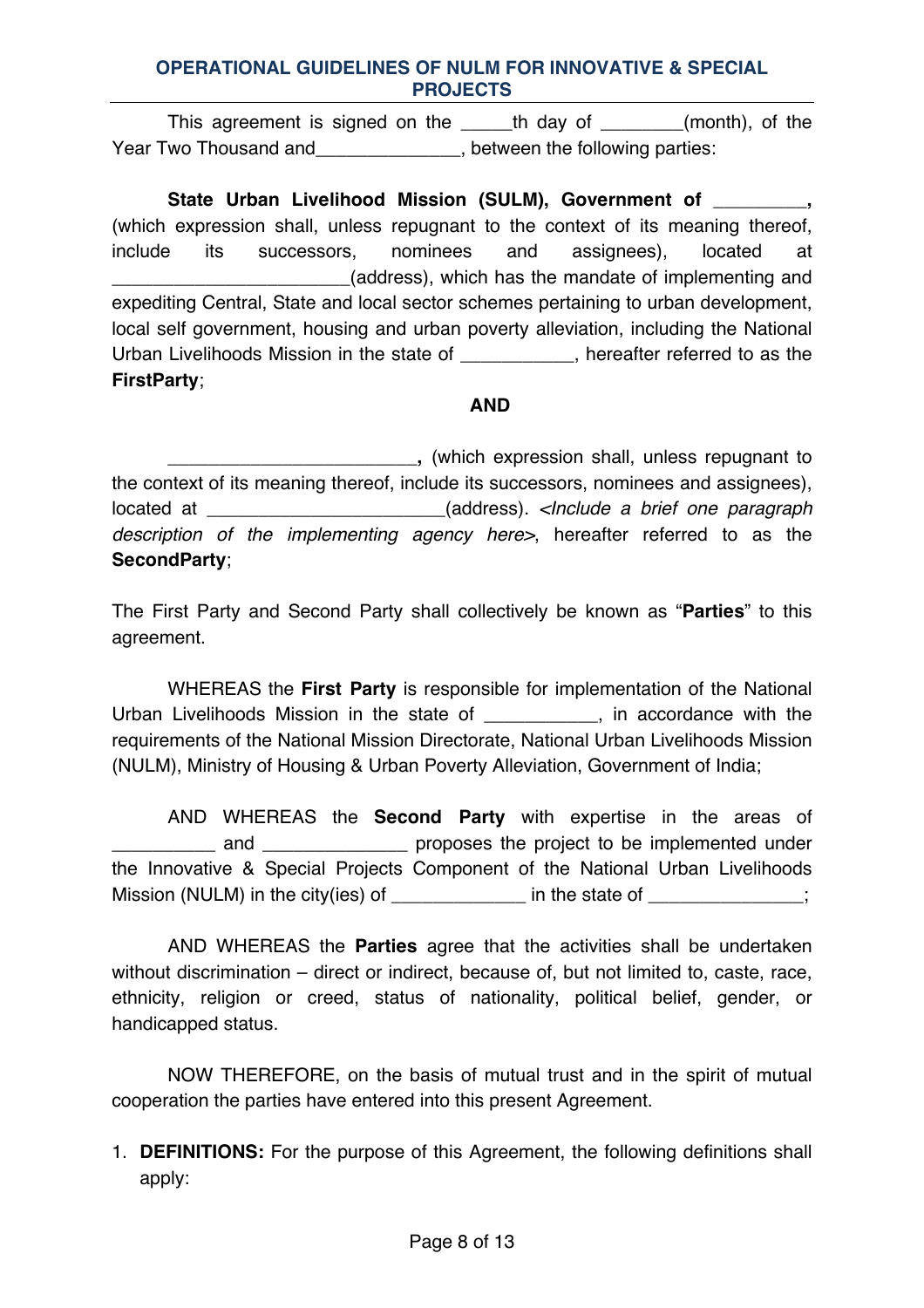This agreement is signed on the _____th day of ________(month), of the Year Two Thousand and______________, between the following parties:

**State Urban Livelihood Mission (SULM), Government of _________,** (which expression shall, unless repugnant to the context of its meaning thereof, include its successors, nominees and assignees), located at _______________________(address), which has the mandate of implementing and expediting Central, State and local sector schemes pertaining to urban development, local self government, housing and urban poverty alleviation, including the National Urban Livelihoods Mission in the state of ___________, hereafter referred to as the **FirstParty**;

**AND**

________________________**,** (which expression shall, unless repugnant to the context of its meaning thereof, include its successors, nominees and assignees), located at _______________________(address). *<Include a brief one paragraph description of the implementing agency here>*, hereafter referred to as the **SecondParty**;

The First Party and Second Party shall collectively be known as "**Parties**" to this agreement.

WHEREAS the **First Party** is responsible for implementation of the National Urban Livelihoods Mission in the state of ___________, in accordance with the requirements of the National Mission Directorate, National Urban Livelihoods Mission (NULM), Ministry of Housing & Urban Poverty Alleviation, Government of India;

AND WHEREAS the **Second Party** with expertise in the areas of __________ and ______________ proposes the project to be implemented under the Innovative & Special Projects Component of the National Urban Livelihoods Mission (NULM) in the city(ies) of _____________ in the state of _______________;

AND WHEREAS the **Parties** agree that the activities shall be undertaken without discrimination – direct or indirect, because of, but not limited to, caste, race, ethnicity, religion or creed, status of nationality, political belief, gender, or handicapped status.

NOW THEREFORE, on the basis of mutual trust and in the spirit of mutual cooperation the parties have entered into this present Agreement.

1. **DEFINITIONS:** For the purpose of this Agreement, the following definitions shall apply: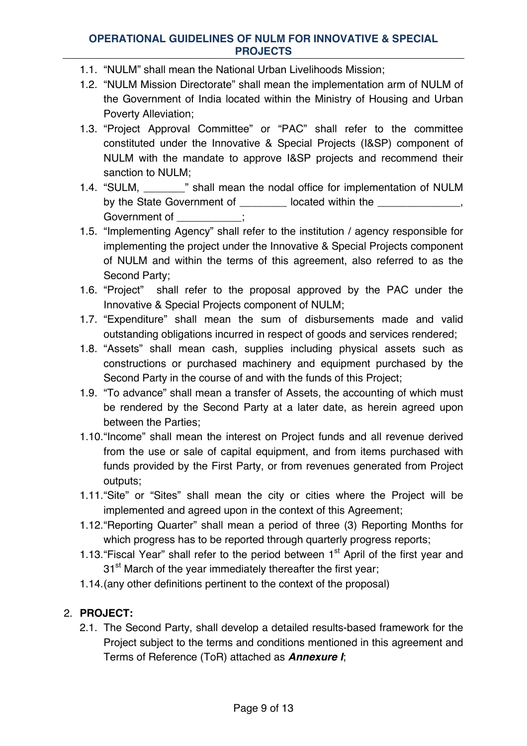1.1. "NULM" shall mean the National Urban Livelihoods Mission;

1.2. "NULM Mission Directorate" shall mean the implementation arm of NULM of the Government of India located within the Ministry of Housing and Urban Poverty Alleviation;

1.3. "Project Approval Committee" or "PAC" shall refer to the committee constituted under the Innovative & Special Projects (I&SP) component of NULM with the mandate to approve I&SP projects and recommend their sanction to NULM;

1.4. "SULM, _______" shall mean the nodal office for implementation of NULM by the State Government of ________ located within the ______________, Government of ___________;

1.5. "Implementing Agency" shall refer to the institution / agency responsible for implementing the project under the Innovative & Special Projects component of NULM and within the terms of this agreement, also referred to as the Second Party;

1.6. "Project" shall refer to the proposal approved by the PAC under the Innovative & Special Projects component of NULM;

1.7. "Expenditure" shall mean the sum of disbursements made and valid outstanding obligations incurred in respect of goods and services rendered;

1.8. "Assets" shall mean cash, supplies including physical assets such as constructions or purchased machinery and equipment purchased by the Second Party in the course of and with the funds of this Project;

1.9. "To advance" shall mean a transfer of Assets, the accounting of which must be rendered by the Second Party at a later date, as herein agreed upon between the Parties;

1.10. "Income" shall mean the interest on Project funds and all revenue derived from the use or sale of capital equipment, and from items purchased with funds provided by the First Party, or from revenues generated from Project outputs;

1.11. "Site" or "Sites" shall mean the city or cities where the Project will be implemented and agreed upon in the context of this Agreement;

1.12. "Reporting Quarter" shall mean a period of three (3) Reporting Months for which progress has to be reported through quarterly progress reports;

1.13. "Fiscal Year" shall refer to the period between 1st April of the first year and 31st March of the year immediately thereafter the first year;

1.14. (any other definitions pertinent to the context of the proposal)

2. **PROJECT:**

2.1. The Second Party, shall develop a detailed results-based framework for the Project subject to the terms and conditions mentioned in this agreement and Terms of Reference (ToR) attached as ***Annexure I***;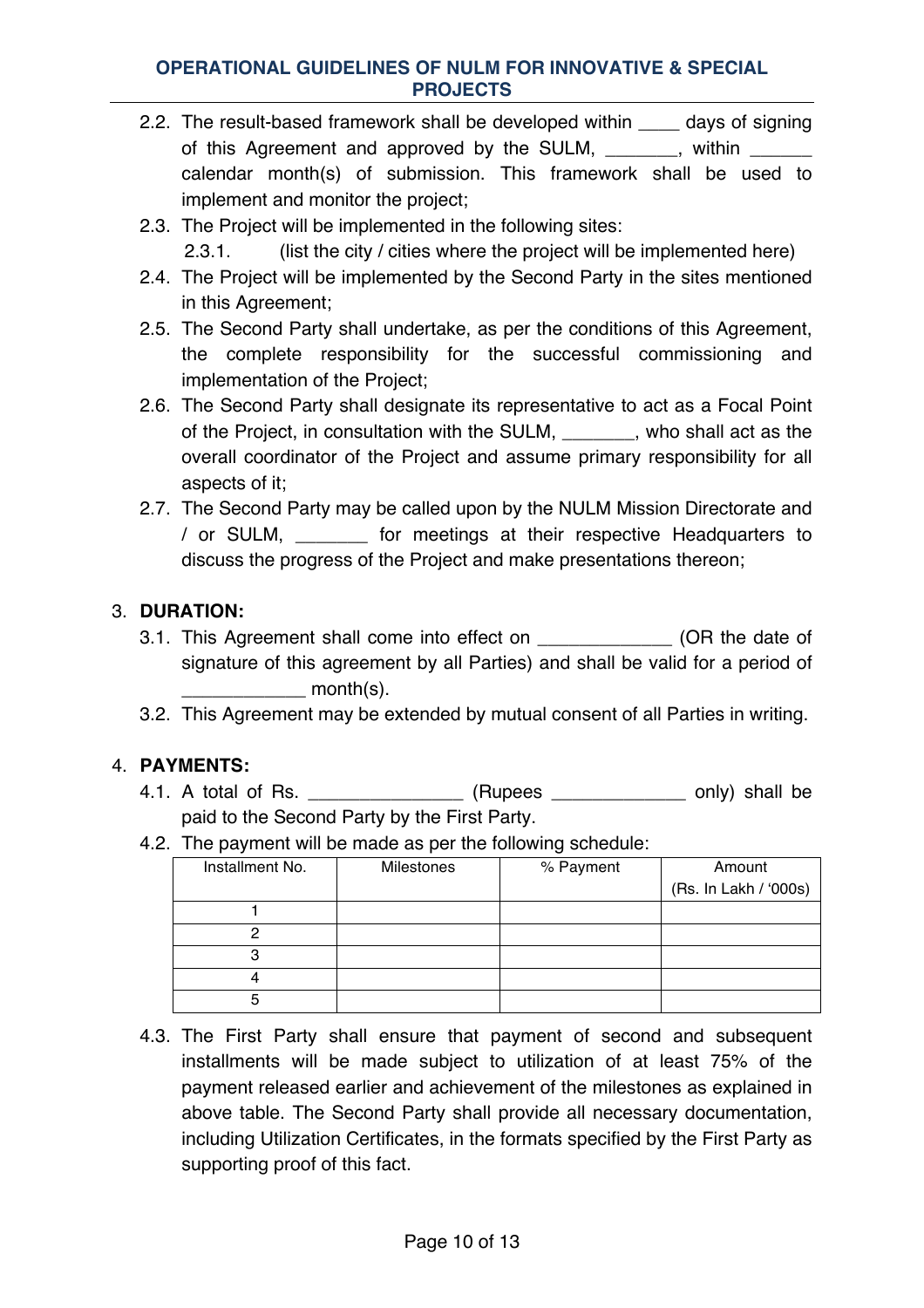2.2. The result-based framework shall be developed within ____ days of signing of this Agreement and approved by the SULM, _______, within ______ calendar month(s) of submission. This framework shall be used to implement and monitor the project;

2.3. The Project will be implemented in the following sites:

  2.3.1. (list the city / cities where the project will be implemented here)

2.4. The Project will be implemented by the Second Party in the sites mentioned in this Agreement;

2.5. The Second Party shall undertake, as per the conditions of this Agreement, the complete responsibility for the successful commissioning and implementation of the Project;

2.6. The Second Party shall designate its representative to act as a Focal Point of the Project, in consultation with the SULM, _______, who shall act as the overall coordinator of the Project and assume primary responsibility for all aspects of it;

2.7. The Second Party may be called upon by the NULM Mission Directorate and / or SULM, _______ for meetings at their respective Headquarters to discuss the progress of the Project and make presentations thereon;

3. **DURATION:**

3.1. This Agreement shall come into effect on _____________ (OR the date of signature of this agreement by all Parties) and shall be valid for a period of ____________ month(s).

3.2. This Agreement may be extended by mutual consent of all Parties in writing.

4. **PAYMENTS:**

4.1. A total of Rs. _______________ (Rupees _____________ only) shall be paid to the Second Party by the First Party.

4.2. The payment will be made as per the following schedule:

| Installment No. | Milestones | % Payment | Amount (Rs. In Lakh / '000s) |
|---|---|---|---|
| 1 | | | |
| 2 | | | |
| 3 | | | |
| 4 | | | |
| 5 | | | |

4.3. The First Party shall ensure that payment of second and subsequent installments will be made subject to utilization of at least 75% of the payment released earlier and achievement of the milestones as explained in above table. The Second Party shall provide all necessary documentation, including Utilization Certificates, in the formats specified by the First Party as supporting proof of this fact.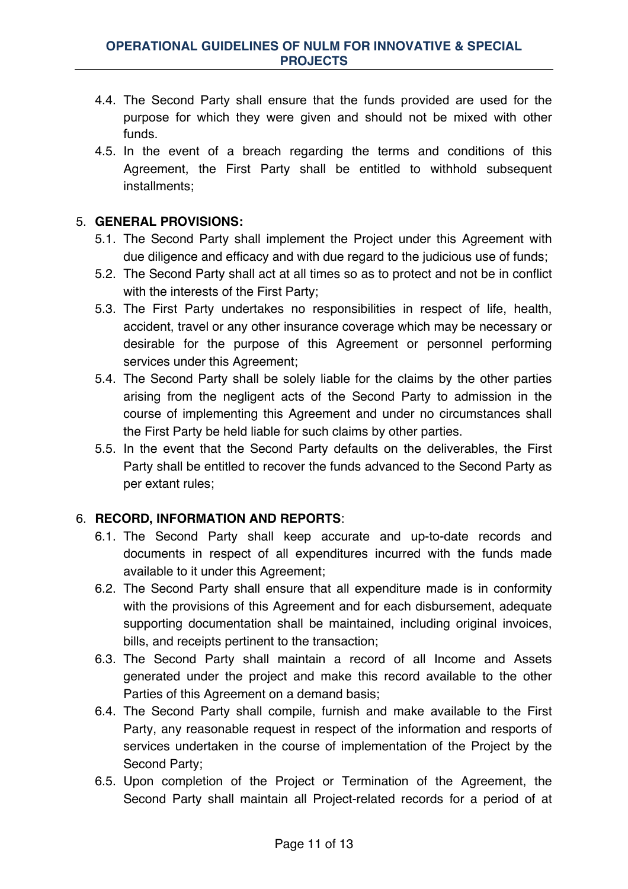4.4. The Second Party shall ensure that the funds provided are used for the purpose for which they were given and should not be mixed with other funds.

4.5. In the event of a breach regarding the terms and conditions of this Agreement, the First Party shall be entitled to withhold subsequent installments;

5. **GENERAL PROVISIONS:**

5.1. The Second Party shall implement the Project under this Agreement with due diligence and efficacy and with due regard to the judicious use of funds;

5.2. The Second Party shall act at all times so as to protect and not be in conflict with the interests of the First Party;

5.3. The First Party undertakes no responsibilities in respect of life, health, accident, travel or any other insurance coverage which may be necessary or desirable for the purpose of this Agreement or personnel performing services under this Agreement;

5.4. The Second Party shall be solely liable for the claims by the other parties arising from the negligent acts of the Second Party to admission in the course of implementing this Agreement and under no circumstances shall the First Party be held liable for such claims by other parties.

5.5. In the event that the Second Party defaults on the deliverables, the First Party shall be entitled to recover the funds advanced to the Second Party as per extant rules;

6. **RECORD, INFORMATION AND REPORTS**:

6.1. The Second Party shall keep accurate and up-to-date records and documents in respect of all expenditures incurred with the funds made available to it under this Agreement;

6.2. The Second Party shall ensure that all expenditure made is in conformity with the provisions of this Agreement and for each disbursement, adequate supporting documentation shall be maintained, including original invoices, bills, and receipts pertinent to the transaction;

6.3. The Second Party shall maintain a record of all Income and Assets generated under the project and make this record available to the other Parties of this Agreement on a demand basis;

6.4. The Second Party shall compile, furnish and make available to the First Party, any reasonable request in respect of the information and resports of services undertaken in the course of implementation of the Project by the Second Party;

6.5. Upon completion of the Project or Termination of the Agreement, the Second Party shall maintain all Project-related records for a period of at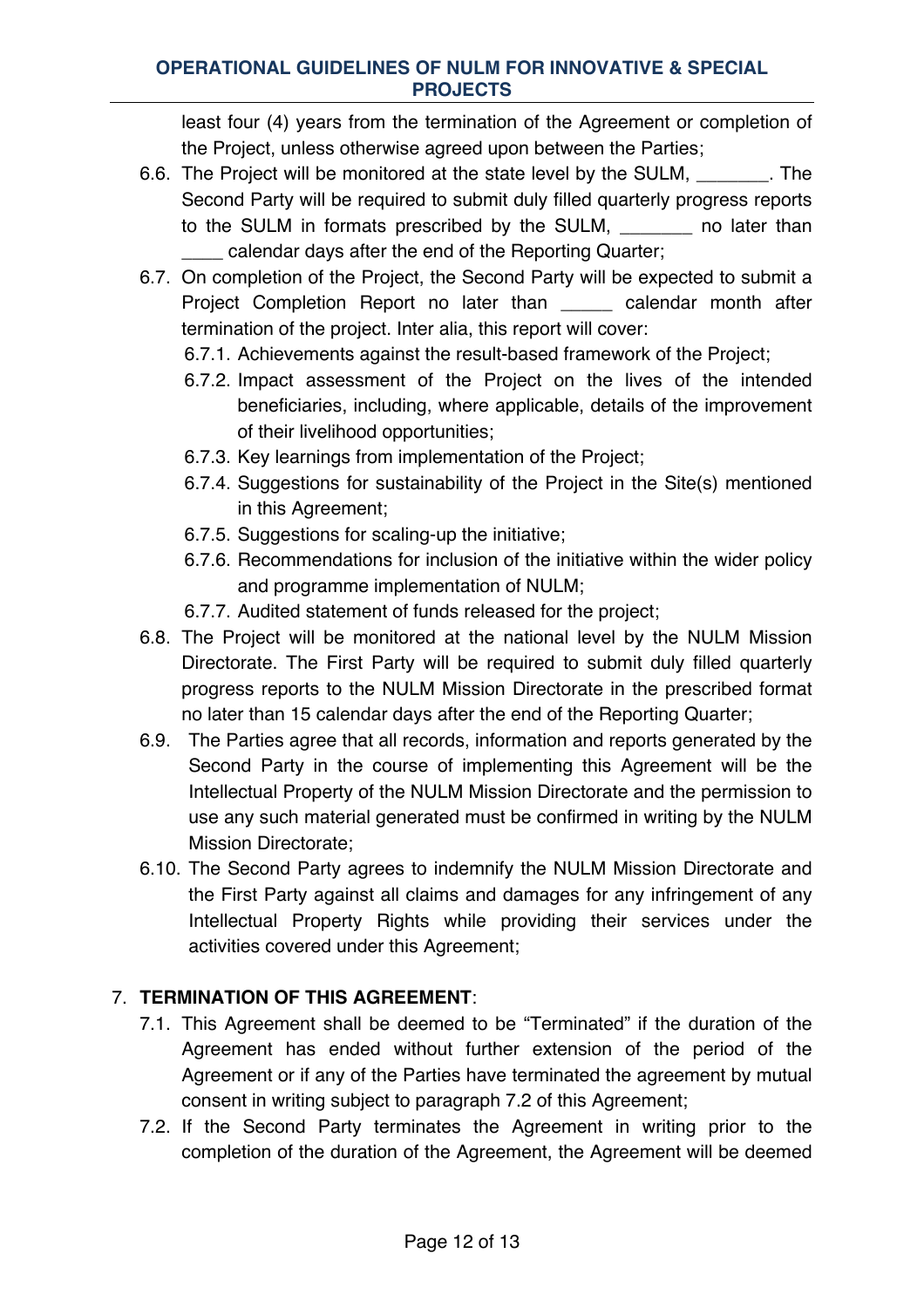least four (4) years from the termination of the Agreement or completion of the Project, unless otherwise agreed upon between the Parties;

6.6. The Project will be monitored at the state level by the SULM, _______. The Second Party will be required to submit duly filled quarterly progress reports to the SULM in formats prescribed by the SULM, _______ no later than ____ calendar days after the end of the Reporting Quarter;

6.7. On completion of the Project, the Second Party will be expected to submit a Project Completion Report no later than _____ calendar month after termination of the project. Inter alia, this report will cover:

   6.7.1. Achievements against the result-based framework of the Project;

   6.7.2. Impact assessment of the Project on the lives of the intended beneficiaries, including, where applicable, details of the improvement of their livelihood opportunities;

   6.7.3. Key learnings from implementation of the Project;

   6.7.4. Suggestions for sustainability of the Project in the Site(s) mentioned in this Agreement;

   6.7.5. Suggestions for scaling-up the initiative;

   6.7.6. Recommendations for inclusion of the initiative within the wider policy and programme implementation of NULM;

   6.7.7. Audited statement of funds released for the project;

6.8. The Project will be monitored at the national level by the NULM Mission Directorate. The First Party will be required to submit duly filled quarterly progress reports to the NULM Mission Directorate in the prescribed format no later than 15 calendar days after the end of the Reporting Quarter;

6.9. The Parties agree that all records, information and reports generated by the Second Party in the course of implementing this Agreement will be the Intellectual Property of the NULM Mission Directorate and the permission to use any such material generated must be confirmed in writing by the NULM Mission Directorate;

6.10. The Second Party agrees to indemnify the NULM Mission Directorate and the First Party against all claims and damages for any infringement of any Intellectual Property Rights while providing their services under the activities covered under this Agreement;

7. **TERMINATION OF THIS AGREEMENT**:

7.1. This Agreement shall be deemed to be "Terminated" if the duration of the Agreement has ended without further extension of the period of the Agreement or if any of the Parties have terminated the agreement by mutual consent in writing subject to paragraph 7.2 of this Agreement;

7.2. If the Second Party terminates the Agreement in writing prior to the completion of the duration of the Agreement, the Agreement will be deemed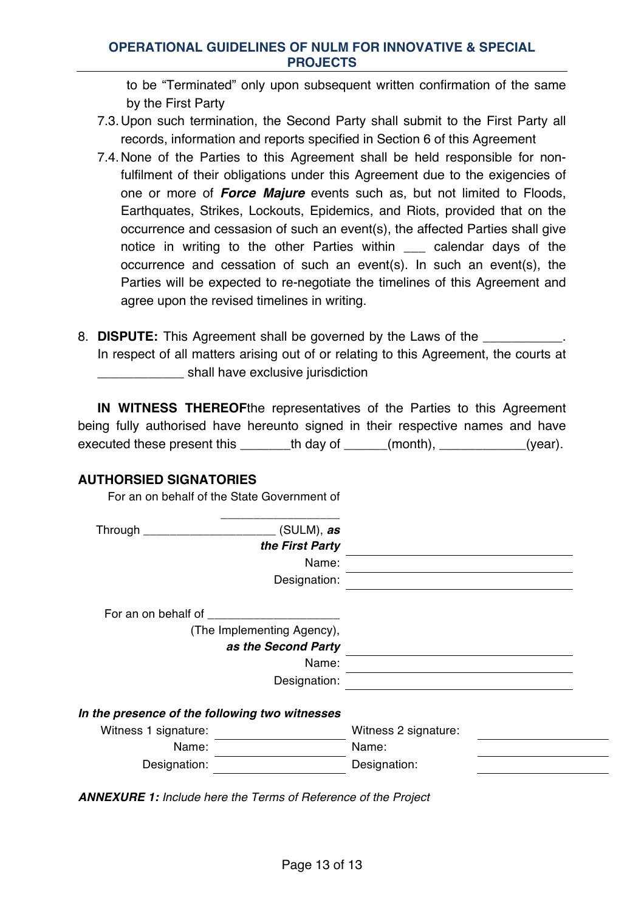to be "Terminated" only upon subsequent written confirmation of the same by the First Party

7.3. Upon such termination, the Second Party shall submit to the First Party all records, information and reports specified in Section 6 of this Agreement

7.4. None of the Parties to this Agreement shall be held responsible for non-fulfilment of their obligations under this Agreement due to the exigencies of one or more of ***Force Majure*** events such as, but not limited to, Floods, Earthquakes, Strikes, Lockouts, Epidemics, and Riots, provided that on the occurrence and cessasion of such an event(s), the affected Parties shall give notice in writing to the other Parties within ___ calendar days of the occurrence and cessation of such an event(s). In such an event(s), the Parties will be expected to re-negotiate the timelines of this Agreement and agree upon the revised timelines in writing.

8. **DISPUTE:** This Agreement shall be governed by the Laws of the ___________. In respect of all matters arising out of or relating to this Agreement, the courts at ____________ shall have exclusive jurisdiction

**IN WITNESS THEREOF**the representatives of the Parties to this Agreement being fully authorised have hereunto signed in their respective names and have executed these present this _______th day of ______(month), ____________(year).

**AUTHORSIED SIGNATORIES**

For an on behalf of the State Government of __________________

Through ____________________ (SULM), ***as the First Party***

Name: ____________________

Designation: ____________________

For an on behalf of ____________________ (The Implementing Agency), ***as the Second Party***

Name: ____________________

Designation: ____________________

***In the presence of the following two witnesses***

| | |
|---|---|
| Witness 1 signature: ____________ | Witness 2 signature: ____________ |
| Name: ____________ | Name: ____________ |
| Designation: ____________ | Designation: ____________ |

***ANNEXURE 1:*** *Include here the Terms of Reference of the Project*